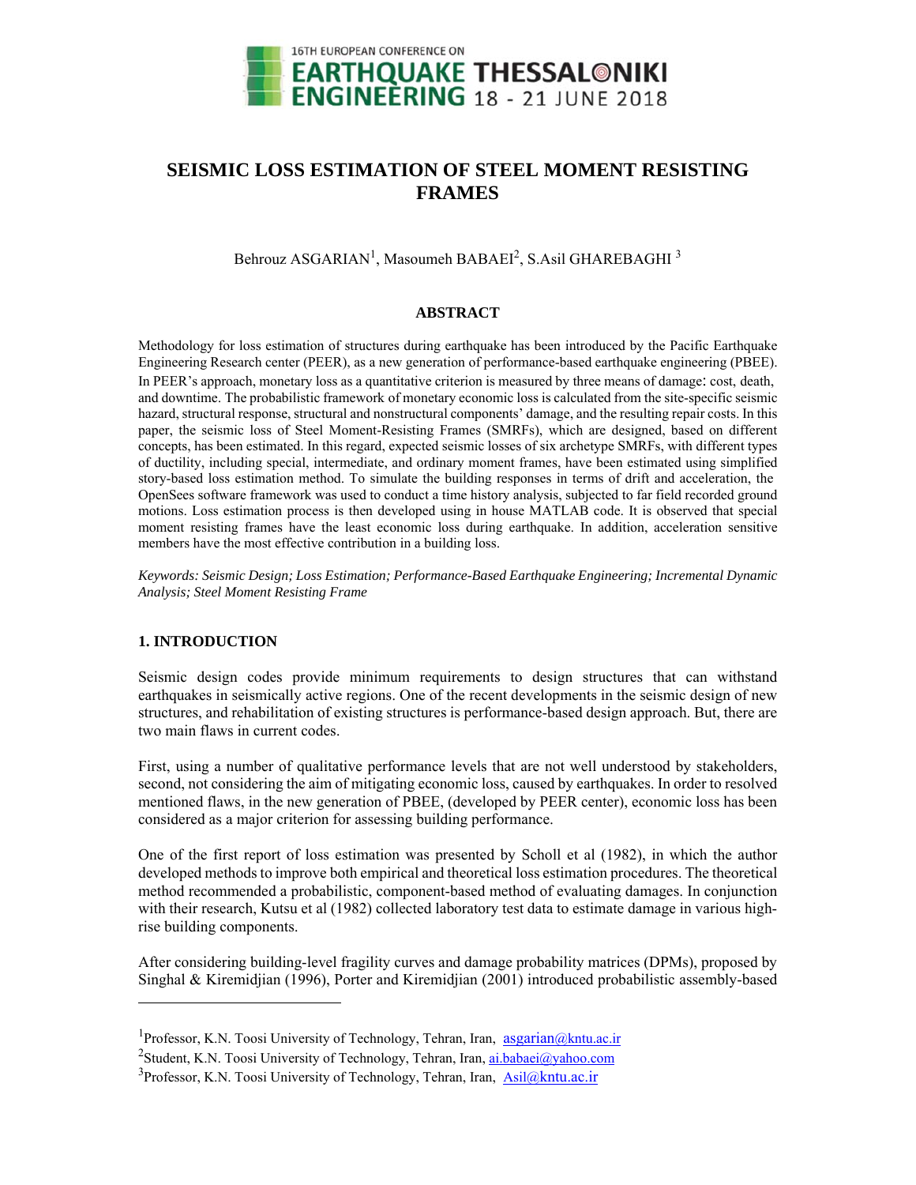# SEISMIC LOSS ESTIMATION OF STEEL MOMENT RESISTING FRAMES

Behrouz ASGARIAN[1], Masoumeh BABAEI[2], S.Asil GHAREBAGHI [3]

## ABSTRACT

Methodology for loss estimation of structures during earthquake has been introduced by the Pacific Earthquake Engineering Research center (PEER), as a new generation of performance-based earthquake engineering (PBEE). In PEER's approach, monetary loss as a quantitative criterion is measured by three means of damage: cost, death, and downtime. The probabilistic framework of monetary economic loss is calculated from the site-specific seismic hazard, structural response, structural and nonstructural components' damage, and the resulting repair costs. In this paper, the seismic loss of Steel Moment-Resisting Frames (SMRFs), which are designed, based on different concepts, has been estimated. In this regard, expected seismic losses of six archetype SMRFs, with different types of ductility, including special, intermediate, and ordinary moment frames, have been estimated using simplified story-based loss estimation method. To simulate the building responses in terms of drift and acceleration, the OpenSees software framework was used to conduct a time history analysis, subjected to far field recorded ground motions. Loss estimation process is then developed using in house MATLAB code. It is observed that special moment resisting frames have the least economic loss during earthquake. In addition, acceleration sensitive members have the most effective contribution in a building loss.

*Keywords: Seismic Design; Loss Estimation; Performance-Based Earthquake Engineering; Incremental Dynamic Analysis; Steel Moment Resisting Frame*

## 1. INTRODUCTION

Seismic design codes provide minimum requirements to design structures that can withstand earthquakes in seismically active regions. One of the recent developments in the seismic design of new structures, and rehabilitation of existing structures is performance-based design approach. But, there are two main flaws in current codes.

First, using a number of qualitative performance levels that are not well understood by stakeholders, second, not considering the aim of mitigating economic loss, caused by earthquakes. In order to resolved mentioned flaws, in the new generation of PBEE, (developed by PEER center), economic loss has been considered as a major criterion for assessing building performance.

One of the first report of loss estimation was presented by Scholl et al (1982), in which the author developed methods to improve both empirical and theoretical loss estimation procedures. The theoretical method recommended a probabilistic, component-based method of evaluating damages. In conjunction with their research, Kutsu et al (1982) collected laboratory test data to estimate damage in various high-rise building components.

After considering building-level fragility curves and damage probability matrices (DPMs), proposed by Singhal & Kiremidjian (1996), Porter and Kiremidjian (2001) introduced probabilistic assembly-based

---

[1]Professor, K.N. Toosi University of Technology, Tehran, Iran, asgarian@kntu.ac.ir

[2]Student, K.N. Toosi University of Technology, Tehran, Iran, ai.babaei@yahoo.com

[3]Professor, K.N. Toosi University of Technology, Tehran, Iran, Asil@kntu.ac.ir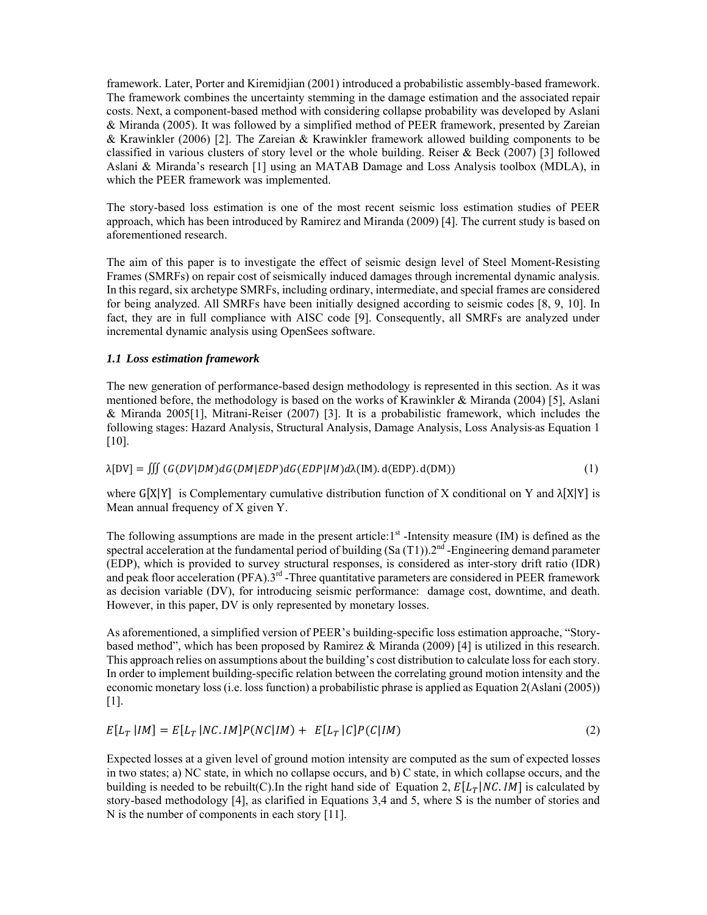framework. Later, Porter and Kiremidjian (2001) introduced a probabilistic assembly-based framework. The framework combines the uncertainty stemming in the damage estimation and the associated repair costs. Next, a component-based method with considering collapse probability was developed by Aslani & Miranda (2005). It was followed by a simplified method of PEER framework, presented by Zareian & Krawinkler (2006) [2]. The Zareian & Krawinkler framework allowed building components to be classified in various clusters of story level or the whole building. Reiser & Beck (2007) [3] followed Aslani & Miranda's research [1] using an MATAB Damage and Loss Analysis toolbox (MDLA), in which the PEER framework was implemented.

The story-based loss estimation is one of the most recent seismic loss estimation studies of PEER approach, which has been introduced by Ramirez and Miranda (2009) [4]. The current study is based on aforementioned research.

The aim of this paper is to investigate the effect of seismic design level of Steel Moment-Resisting Frames (SMRFs) on repair cost of seismically induced damages through incremental dynamic analysis. In this regard, six archetype SMRFs, including ordinary, intermediate, and special frames are considered for being analyzed. All SMRFs have been initially designed according to seismic codes [8, 9, 10]. In fact, they are in full compliance with AISC code [9]. Consequently, all SMRFs are analyzed under incremental dynamic analysis using OpenSees software.

### *1.1 Loss estimation framework*

The new generation of performance-based design methodology is represented in this section. As it was mentioned before, the methodology is based on the works of Krawinkler & Miranda (2004) [5], Aslani & Miranda 2005[1], Mitrani-Reiser (2007) [3]. It is a probabilistic framework, which includes the following stages: Hazard Analysis, Structural Analysis, Damage Analysis, Loss Analysis as Equation 1 [10].

$$\lambda[\mathrm{DV}] = \iiint (G(DV|DM)dG(DM|EDP)dG(EDP|IM)d\lambda(\mathrm{IM}).\mathrm{d(EDP)}.\mathrm{d(DM)}) \tag{1}$$

where $G[X|Y]$ is Complementary cumulative distribution function of X conditional on Y and $\lambda[X|Y]$ is Mean annual frequency of X given Y.

The following assumptions are made in the present article: 1[st] -Intensity measure (IM) is defined as the spectral acceleration at the fundamental period of building (Sa (T1)). 2[nd] -Engineering demand parameter (EDP), which is provided to survey structural responses, is considered as inter-story drift ratio (IDR) and peak floor acceleration (PFA). 3[rd] -Three quantitative parameters are considered in PEER framework as decision variable (DV), for introducing seismic performance: damage cost, downtime, and death. However, in this paper, DV is only represented by monetary losses.

As aforementioned, a simplified version of PEER's building-specific loss estimation approache, "Story-based method", which has been proposed by Ramirez & Miranda (2009) [4] is utilized in this research. This approach relies on assumptions about the building's cost distribution to calculate loss for each story. In order to implement building-specific relation between the correlating ground motion intensity and the economic monetary loss (i.e. loss function) a probabilistic phrase is applied as Equation 2(Aslani (2005)) [1].

$$E[L_T|IM] = E[L_T|NC.IM]P(NC|IM) + E[L_T|C]P(C|IM) \tag{2}$$

Expected losses at a given level of ground motion intensity are computed as the sum of expected losses in two states; a) NC state, in which no collapse occurs, and b) C state, in which collapse occurs, and the building is needed to be rebuilt(C).In the right hand side of Equation 2, $E[L_T|NC.IM]$ is calculated by story-based methodology [4], as clarified in Equations 3,4 and 5, where S is the number of stories and N is the number of components in each story [11].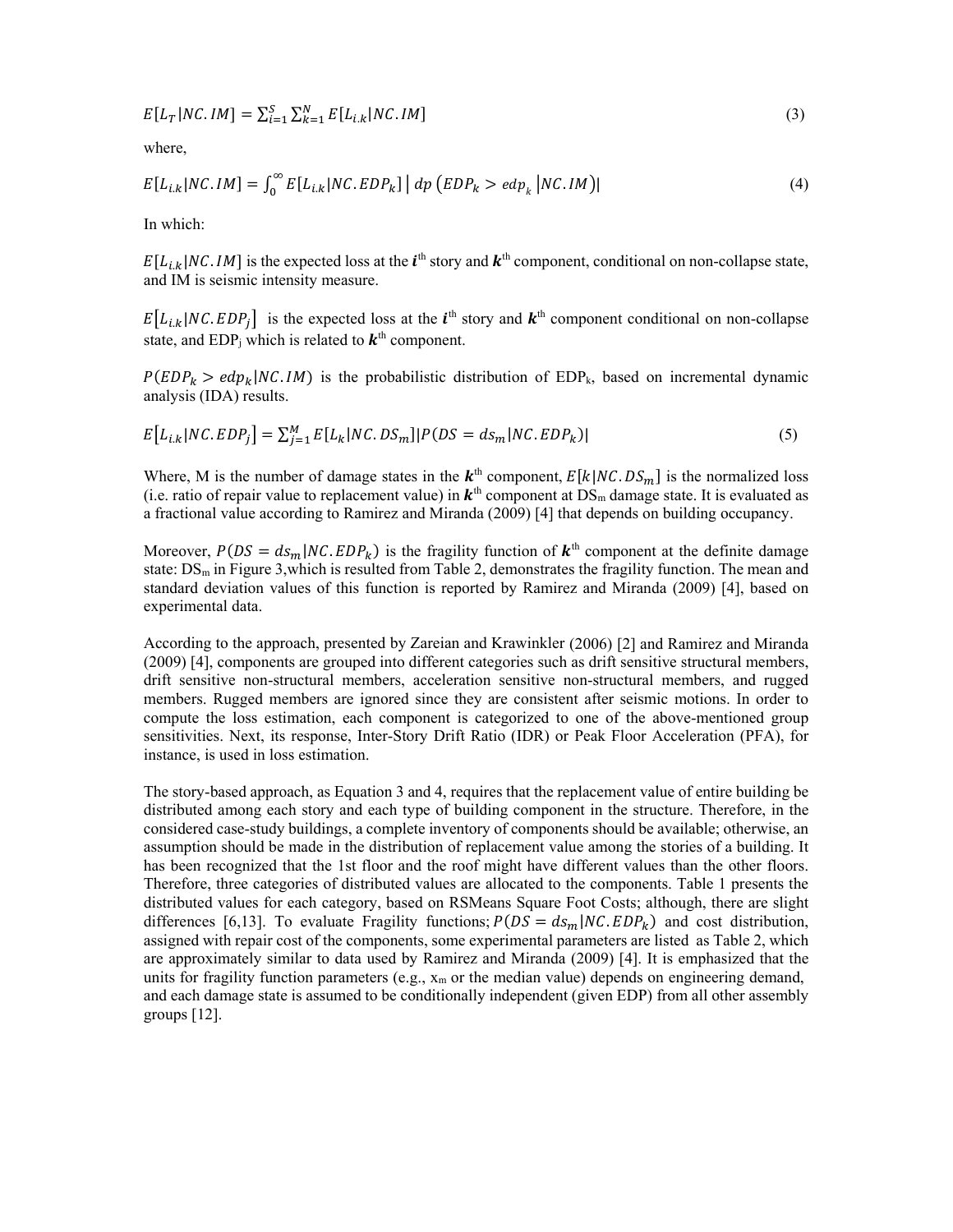$$E[L_T|NC.IM] = \sum_{i=1}^{S}\sum_{k=1}^{N} E[L_{i.k}|NC.IM] \tag{3}$$

where,

$$E[L_{i.k}|NC.IM] = \int_0^\infty E[L_{i.k}|NC.EDP_k]\,\big|\,dp\left(EDP_k > edp_k\,|NC.IM\right)| \tag{4}$$

In which:

$E[L_{i.k}|NC.IM]$ is the expected loss at the $\boldsymbol{i}^{th}$ story and $\boldsymbol{k}^{th}$ component, conditional on non-collapse state, and IM is seismic intensity measure.

$E[L_{i.k}|NC.EDP_j]$ is the expected loss at the $\boldsymbol{i}^{th}$ story and $\boldsymbol{k}^{th}$ component conditional on non-collapse state, and $EDP_j$ which is related to $\boldsymbol{k}^{th}$ component.

$P(EDP_k > edp_k|NC.IM)$ is the probabilistic distribution of $EDP_k$, based on incremental dynamic analysis (IDA) results.

$$E[L_{i.k}|NC.EDP_j] = \sum_{j=1}^{M} E[L_k|NC.DS_m]|P(DS = ds_m|NC.EDP_k)| \tag{5}$$

Where, M is the number of damage states in the $\boldsymbol{k}^{th}$ component, $E[k|NC.DS_m]$ is the normalized loss (i.e. ratio of repair value to replacement value) in $\boldsymbol{k}^{th}$ component at $DS_m$ damage state. It is evaluated as a fractional value according to Ramirez and Miranda (2009) [4] that depends on building occupancy.

Moreover, $P(DS = ds_m|NC.EDP_k)$ is the fragility function of $\boldsymbol{k}^{th}$ component at the definite damage state: $DS_m$ in Figure 3,which is resulted from Table 2, demonstrates the fragility function. The mean and standard deviation values of this function is reported by Ramirez and Miranda (2009) [4], based on experimental data.

According to the approach, presented by Zareian and Krawinkler (2006) [2] and Ramirez and Miranda (2009) [4], components are grouped into different categories such as drift sensitive structural members, drift sensitive non-structural members, acceleration sensitive non-structural members, and rugged members. Rugged members are ignored since they are consistent after seismic motions. In order to compute the loss estimation, each component is categorized to one of the above-mentioned group sensitivities. Next, its response, Inter-Story Drift Ratio (IDR) or Peak Floor Acceleration (PFA), for instance, is used in loss estimation.

The story-based approach, as Equation 3 and 4, requires that the replacement value of entire building be distributed among each story and each type of building component in the structure. Therefore, in the considered case-study buildings, a complete inventory of components should be available; otherwise, an assumption should be made in the distribution of replacement value among the stories of a building. It has been recognized that the 1st floor and the roof might have different values than the other floors. Therefore, three categories of distributed values are allocated to the components. Table 1 presents the distributed values for each category, based on RSMeans Square Foot Costs; although, there are slight differences [6,13]. To evaluate Fragility functions; $P(DS = ds_m|NC.EDP_k)$ and cost distribution, assigned with repair cost of the components, some experimental parameters are listed as Table 2, which are approximately similar to data used by Ramirez and Miranda (2009) [4]. It is emphasized that the units for fragility function parameters (e.g., $x_m$ or the median value) depends on engineering demand, and each damage state is assumed to be conditionally independent (given EDP) from all other assembly groups [12].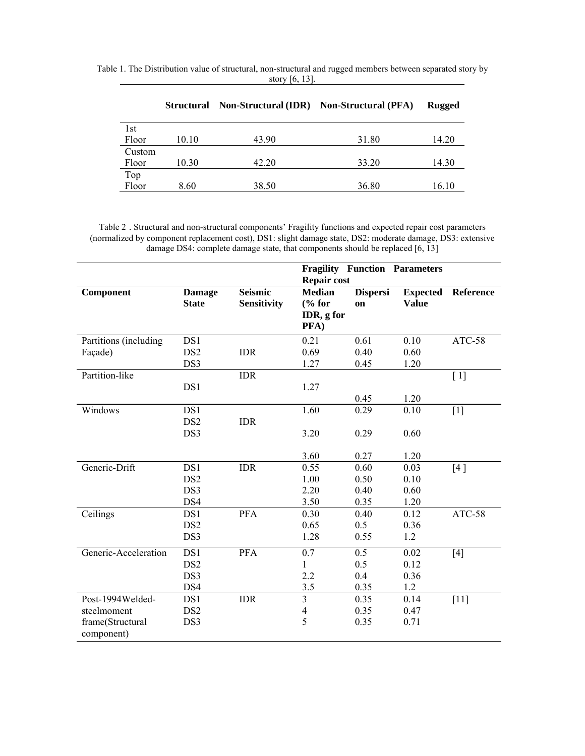Table 1. The Distribution value of structural, non-structural and rugged members between separated story by story [6, 13].

| | Structural | Non-Structural (IDR) | Non-Structural (PFA) | Rugged |
|---|---|---|---|---|
| 1st Floor | 10.10 | 43.90 | 31.80 | 14.20 |
| Custom Floor | 10.30 | 42.20 | 33.20 | 14.30 |
| Top Floor | 8.60 | 38.50 | 36.80 | 16.10 |

Table 2 . Structural and non-structural components' Fragility functions and expected repair cost parameters (normalized by component replacement cost), DS1: slight damage state, DS2: moderate damage, DS3: extensive damage DS4: complete damage state, that components should be replaced [6, 13]

| | | | Fragility Function Parameters Repair cost | | | |
|---|---|---|---|---|---|---|
| **Component** | **Damage State** | **Seismic Sensitivity** | **Median (% for IDR, g for PFA)** | **Dispersion** | **Expected Value** | **Reference** |
| Partitions (including Façade) | DS1 | | 0.21 | 0.61 | 0.10 | ATC-58 |
| | DS2 | IDR | 0.69 | 0.40 | 0.60 | |
| | DS3 | | 1.27 | 0.45 | 1.20 | |
| Partition-like | | IDR | | | | [ 1] |
| | DS1 | | 1.27 | | | |
| | | | | 0.45 | 1.20 | |
| Windows | DS1 | | 1.60 | 0.29 | 0.10 | [1] |
| | DS2 | IDR | | | | |
| | DS3 | | 3.20 | 0.29 | 0.60 | |
| | | | 3.60 | 0.27 | 1.20 | |
| Generic-Drift | DS1 | IDR | 0.55 | 0.60 | 0.03 | [4 ] |
| | DS2 | | 1.00 | 0.50 | 0.10 | |
| | DS3 | | 2.20 | 0.40 | 0.60 | |
| | DS4 | | 3.50 | 0.35 | 1.20 | |
| Ceilings | DS1 | PFA | 0.30 | 0.40 | 0.12 | ATC-58 |
| | DS2 | | 0.65 | 0.5 | 0.36 | |
| | DS3 | | 1.28 | 0.55 | 1.2 | |
| Generic-Acceleration | DS1 | PFA | 0.7 | 0.5 | 0.02 | [4] |
| | DS2 | | 1 | 0.5 | 0.12 | |
| | DS3 | | 2.2 | 0.4 | 0.36 | |
| | DS4 | | 3.5 | 0.35 | 1.2 | |
| Post-1994Welded-steelmoment frame(Structural component) | DS1 | IDR | 3 | 0.35 | 0.14 | [11] |
| | DS2 | | 4 | 0.35 | 0.47 | |
| | DS3 | | 5 | 0.35 | 0.71 | |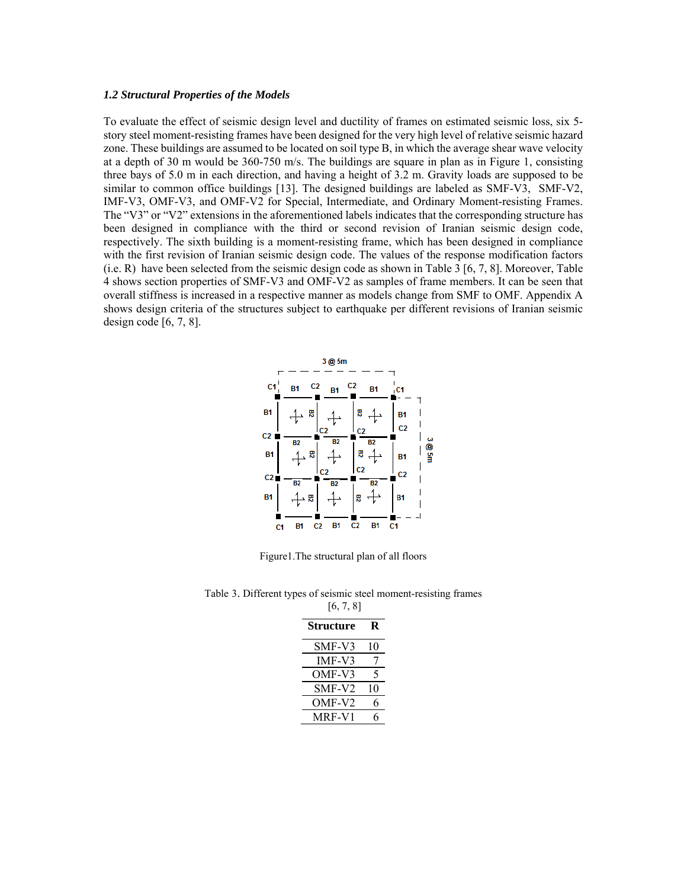### *1.2 Structural Properties of the Models*

To evaluate the effect of seismic design level and ductility of frames on estimated seismic loss, six 5-story steel moment-resisting frames have been designed for the very high level of relative seismic hazard zone. These buildings are assumed to be located on soil type B, in which the average shear wave velocity at a depth of 30 m would be 360-750 m/s. The buildings are square in plan as in Figure 1, consisting three bays of 5.0 m in each direction, and having a height of 3.2 m. Gravity loads are supposed to be similar to common office buildings [13]. The designed buildings are labeled as SMF-V3, SMF-V2, IMF-V3, OMF-V3, and OMF-V2 for Special, Intermediate, and Ordinary Moment-resisting Frames. The "V3" or "V2" extensions in the aforementioned labels indicates that the corresponding structure has been designed in compliance with the third or second revision of Iranian seismic design code, respectively. The sixth building is a moment-resisting frame, which has been designed in compliance with the first revision of Iranian seismic design code. The values of the response modification factors (i.e. R) have been selected from the seismic design code as shown in Table 3 [6, 7, 8]. Moreover, Table 4 shows section properties of SMF-V3 and OMF-V2 as samples of frame members. It can be seen that overall stiffness is increased in a respective manner as models change from SMF to OMF. Appendix A shows design criteria of the structures subject to earthquake per different revisions of Iranian seismic design code [6, 7, 8].

Figure1.The structural plan of all floors

Table 3. Different types of seismic steel moment-resisting frames [6, 7, 8]

| Structure | R |
|---|---|
| SMF-V3 | 10 |
| IMF-V3 | 7 |
| OMF-V3 | 5 |
| SMF-V2 | 10 |
| OMF-V2 | 6 |
| MRF-V1 | 6 |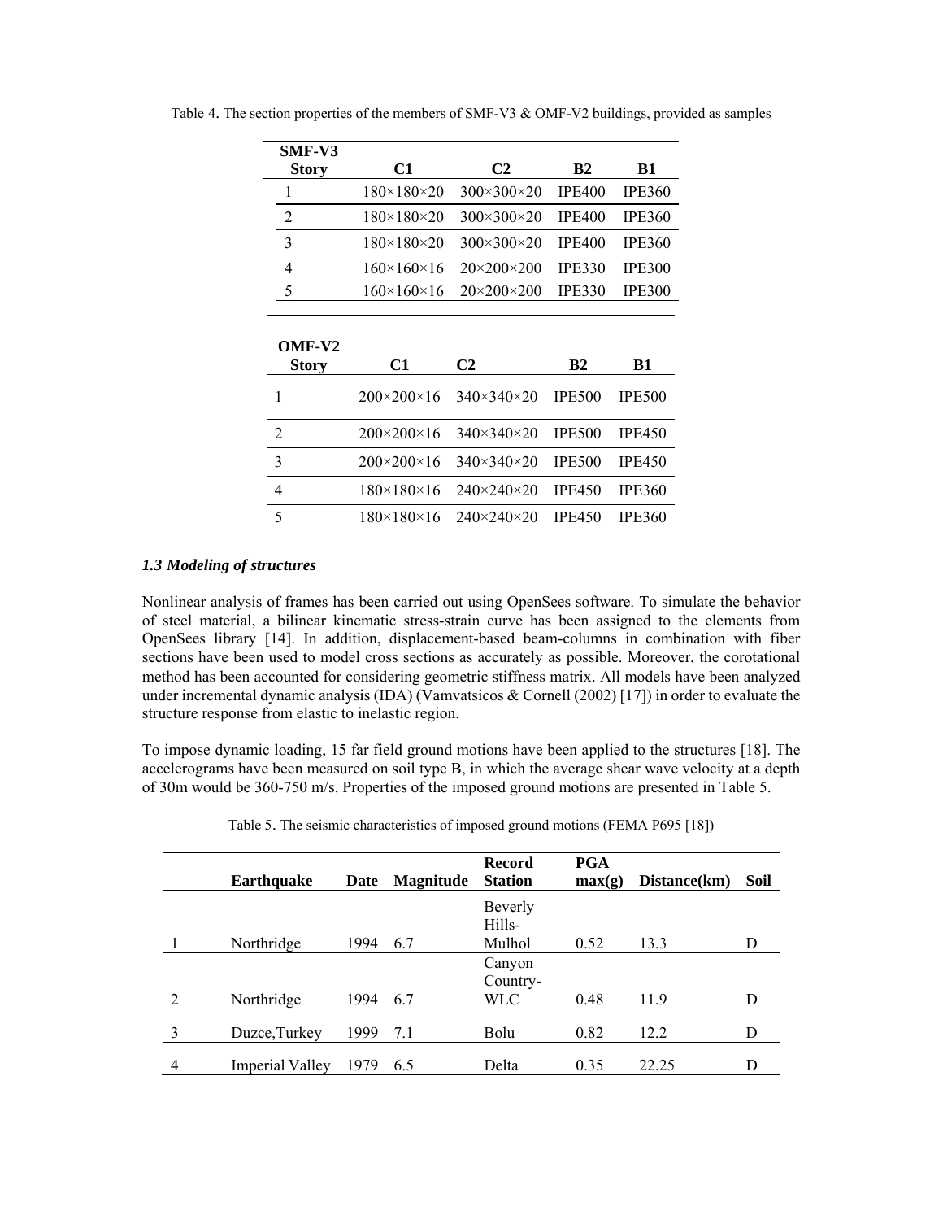Table 4. The section properties of the members of SMF-V3 & OMF-V2 buildings, provided as samples

| SMF-V3 Story | C1 | C2 | B2 | B1 |
|---|---|---|---|---|
| 1 | 180×180×20 | 300×300×20 | IPE400 | IPE360 |
| 2 | 180×180×20 | 300×300×20 | IPE400 | IPE360 |
| 3 | 180×180×20 | 300×300×20 | IPE400 | IPE360 |
| 4 | 160×160×16 | 20×200×200 | IPE330 | IPE300 |
| 5 | 160×160×16 | 20×200×200 | IPE330 | IPE300 |

| OMF-V2 Story | C1 | C2 | B2 | B1 |
|---|---|---|---|---|
| 1 | 200×200×16 | 340×340×20 | IPE500 | IPE500 |
| 2 | 200×200×16 | 340×340×20 | IPE500 | IPE450 |
| 3 | 200×200×16 | 340×340×20 | IPE500 | IPE450 |
| 4 | 180×180×16 | 240×240×20 | IPE450 | IPE360 |
| 5 | 180×180×16 | 240×240×20 | IPE450 | IPE360 |

### *1.3 Modeling of structures*

Nonlinear analysis of frames has been carried out using OpenSees software. To simulate the behavior of steel material, a bilinear kinematic stress-strain curve has been assigned to the elements from OpenSees library [14]. In addition, displacement-based beam-columns in combination with fiber sections have been used to model cross sections as accurately as possible. Moreover, the corotational method has been accounted for considering geometric stiffness matrix. All models have been analyzed under incremental dynamic analysis (IDA) (Vamvatsicos & Cornell (2002) [17]) in order to evaluate the structure response from elastic to inelastic region.

To impose dynamic loading, 15 far field ground motions have been applied to the structures [18]. The accelerograms have been measured on soil type B, in which the average shear wave velocity at a depth of 30m would be 360-750 m/s. Properties of the imposed ground motions are presented in Table 5.

Table 5. The seismic characteristics of imposed ground motions (FEMA P695 [18])

| | Earthquake | Date | Magnitude | Record Station | PGA max(g) | Distance(km) | Soil |
|---|---|---|---|---|---|---|---|
| 1 | Northridge | 1994 | 6.7 | Beverly Hills-Mulhol | 0.52 | 13.3 | D |
| 2 | Northridge | 1994 | 6.7 | Canyon Country-WLC | 0.48 | 11.9 | D |
| 3 | Duzce,Turkey | 1999 | 7.1 | Bolu | 0.82 | 12.2 | D |
| 4 | Imperial Valley | 1979 | 6.5 | Delta | 0.35 | 22.25 | D |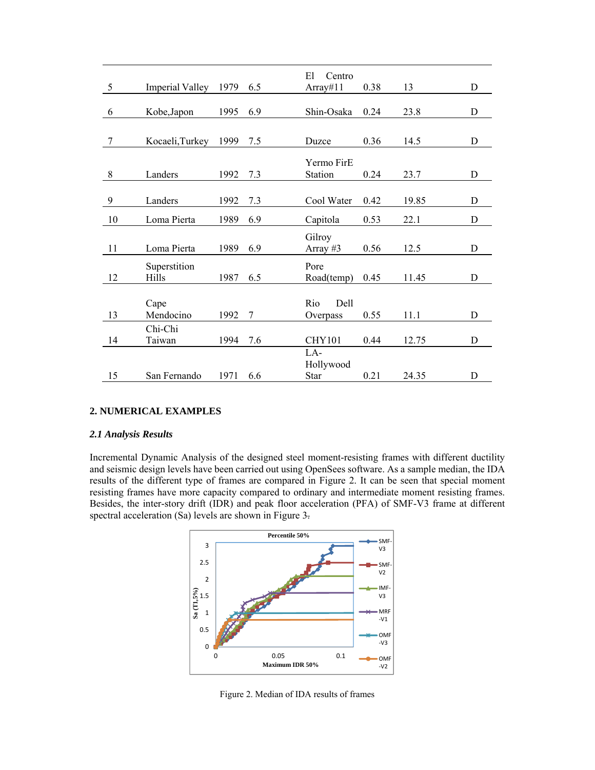| | | | | | | | |
|---|---|---|---|---|---|---|---|
| 5 | Imperial Valley | 1979 | 6.5 | El Centro Array#11 | 0.38 | 13 | D |
| 6 | Kobe,Japon | 1995 | 6.9 | Shin-Osaka | 0.24 | 23.8 | D |
| 7 | Kocaeli,Turkey | 1999 | 7.5 | Duzce | 0.36 | 14.5 | D |
| 8 | Landers | 1992 | 7.3 | Yermo FirE Station | 0.24 | 23.7 | D |
| 9 | Landers | 1992 | 7.3 | Cool Water | 0.42 | 19.85 | D |
| 10 | Loma Pierta | 1989 | 6.9 | Capitola | 0.53 | 22.1 | D |
| 11 | Loma Pierta | 1989 | 6.9 | Gilroy Array #3 | 0.56 | 12.5 | D |
| 12 | Superstition Hills | 1987 | 6.5 | Pore Road(temp) | 0.45 | 11.45 | D |
| 13 | Cape Mendocino | 1992 | 7 | Rio Dell Overpass | 0.55 | 11.1 | D |
| 14 | Chi-Chi Taiwan | 1994 | 7.6 | CHY101 | 0.44 | 12.75 | D |
| 15 | San Fernando | 1971 | 6.6 | LA-Hollywood Star | 0.21 | 24.35 | D |

## 2. NUMERICAL EXAMPLES

### *2.1 Analysis Results*

Incremental Dynamic Analysis of the designed steel moment-resisting frames with different ductility and seismic design levels have been carried out using OpenSees software. As a sample median, the IDA results of the different type of frames are compared in Figure 2. It can be seen that special moment resisting frames have more capacity compared to ordinary and intermediate moment resisting frames. Besides, the inter-story drift (IDR) and peak floor acceleration (PFA) of SMF-V3 frame at different spectral acceleration (Sa) levels are shown in Figure 3.

Figure 2. Median of IDA results of frames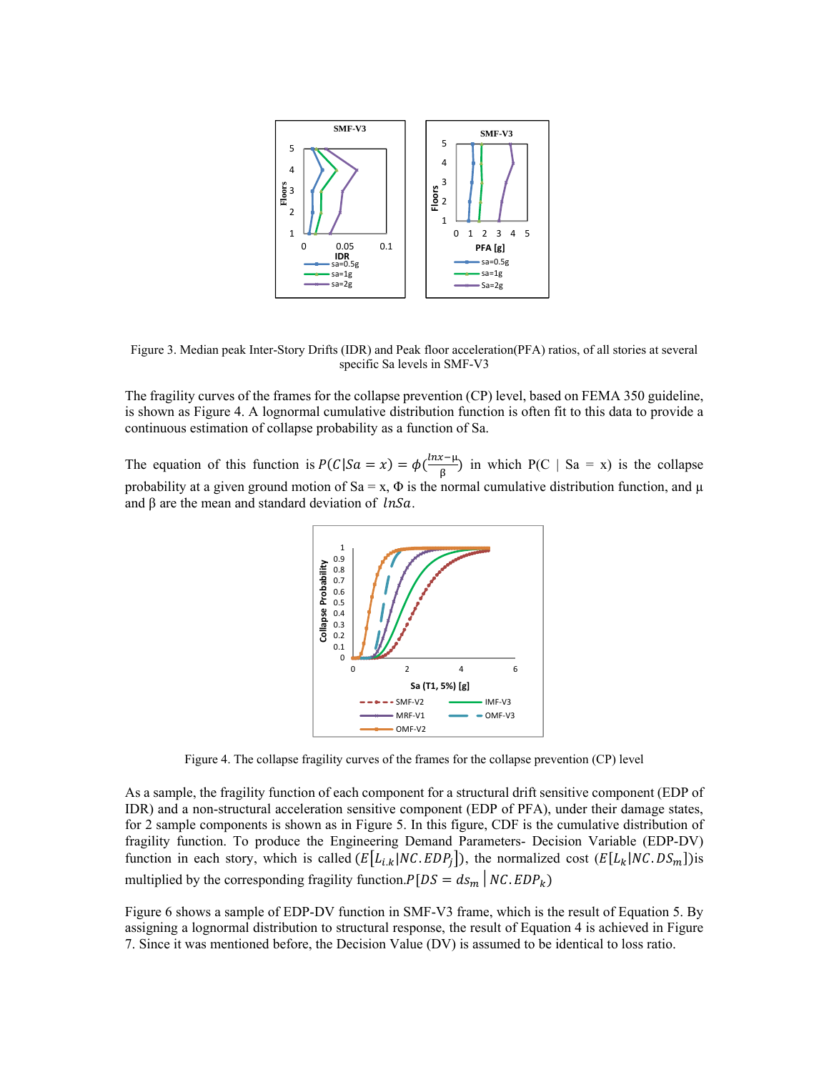Figure 3. Median peak Inter-Story Drifts (IDR) and Peak floor acceleration(PFA) ratios, of all stories at several specific Sa levels in SMF-V3

The fragility curves of the frames for the collapse prevention (CP) level, based on FEMA 350 guideline, is shown as Figure 4. A lognormal cumulative distribution function is often fit to this data to provide a continuous estimation of collapse probability as a function of Sa.

The equation of this function is $P(C|Sa = x) = \phi(\frac{lnx-\mu}{\beta})$ in which P(C | Sa = x) is the collapse probability at a given ground motion of Sa = x, Φ is the normal cumulative distribution function, and μ and β are the mean and standard deviation of $lnSa$.

Figure 4. The collapse fragility curves of the frames for the collapse prevention (CP) level

As a sample, the fragility function of each component for a structural drift sensitive component (EDP of IDR) and a non-structural acceleration sensitive component (EDP of PFA), under their damage states, for 2 sample components is shown as in Figure 5. In this figure, CDF is the cumulative distribution of fragility function. To produce the Engineering Demand Parameters- Decision Variable (EDP-DV) function in each story, which is called ($E[L_{i.k}|NC.EDP_j]$), the normalized cost ($E[L_k|NC.DS_m]$)is multiplied by the corresponding fragility function.$P[DS = ds_m \mid NC.EDP_k)$

Figure 6 shows a sample of EDP-DV function in SMF-V3 frame, which is the result of Equation 5. By assigning a lognormal distribution to structural response, the result of Equation 4 is achieved in Figure 7. Since it was mentioned before, the Decision Value (DV) is assumed to be identical to loss ratio.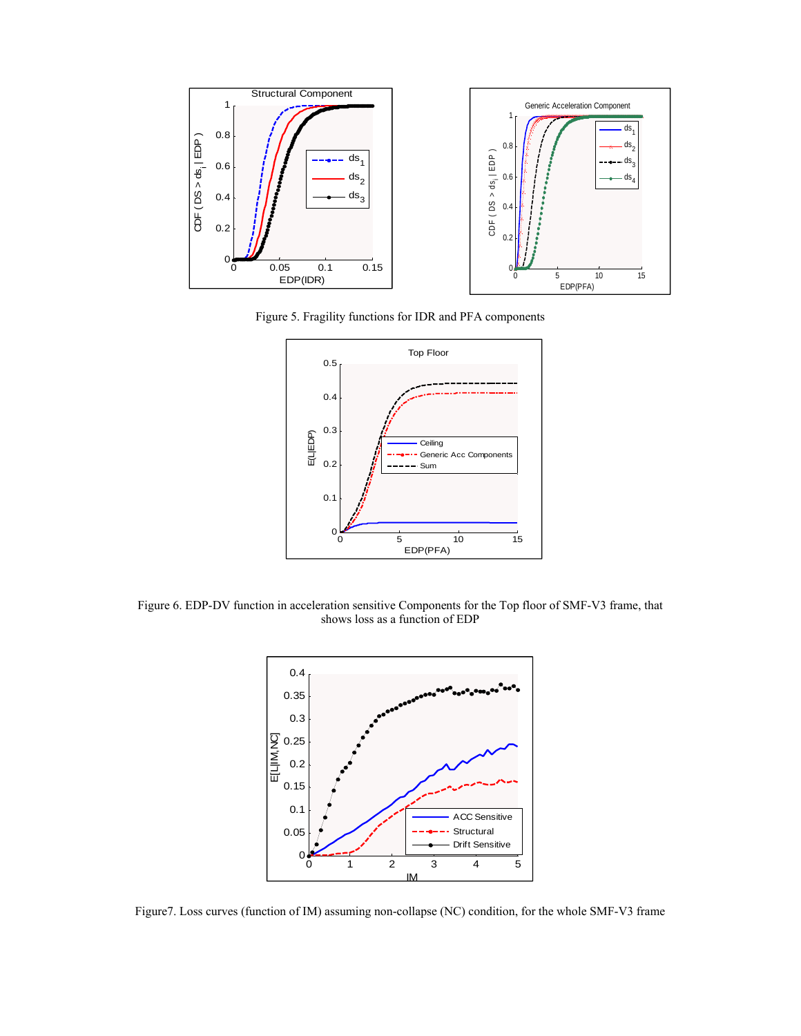Figure 5. Fragility functions for IDR and PFA components

Figure 6. EDP-DV function in acceleration sensitive Components for the Top floor of SMF-V3 frame, that shows loss as a function of EDP

Figure7. Loss curves (function of IM) assuming non-collapse (NC) condition, for the whole SMF-V3 frame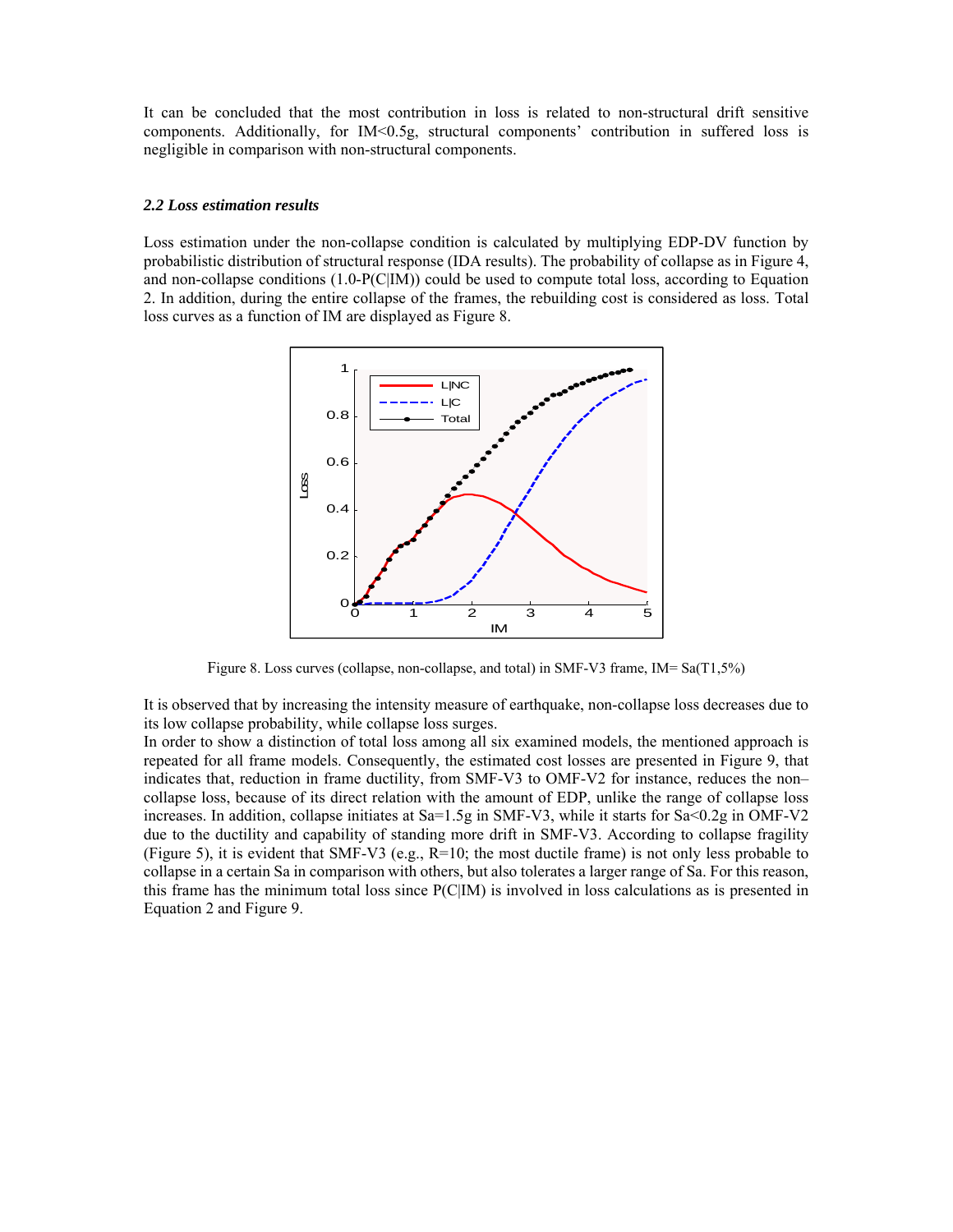It can be concluded that the most contribution in loss is related to non-structural drift sensitive components. Additionally, for IM<0.5g, structural components' contribution in suffered loss is negligible in comparison with non-structural components.

### *2.2 Loss estimation results*

Loss estimation under the non-collapse condition is calculated by multiplying EDP-DV function by probabilistic distribution of structural response (IDA results). The probability of collapse as in Figure 4, and non-collapse conditions (1.0-P(C|IM)) could be used to compute total loss, according to Equation 2. In addition, during the entire collapse of the frames, the rebuilding cost is considered as loss. Total loss curves as a function of IM are displayed as Figure 8.

Figure 8. Loss curves (collapse, non-collapse, and total) in SMF-V3 frame, IM= Sa(T1,5%)

It is observed that by increasing the intensity measure of earthquake, non-collapse loss decreases due to its low collapse probability, while collapse loss surges.

In order to show a distinction of total loss among all six examined models, the mentioned approach is repeated for all frame models. Consequently, the estimated cost losses are presented in Figure 9, that indicates that, reduction in frame ductility, from SMF-V3 to OMF-V2 for instance, reduces the non–collapse loss, because of its direct relation with the amount of EDP, unlike the range of collapse loss increases. In addition, collapse initiates at Sa=1.5g in SMF-V3, while it starts for Sa<0.2g in OMF-V2 due to the ductility and capability of standing more drift in SMF-V3. According to collapse fragility (Figure 5), it is evident that SMF-V3 (e.g., R=10; the most ductile frame) is not only less probable to collapse in a certain Sa in comparison with others, but also tolerates a larger range of Sa. For this reason, this frame has the minimum total loss since P(C|IM) is involved in loss calculations as is presented in Equation 2 and Figure 9.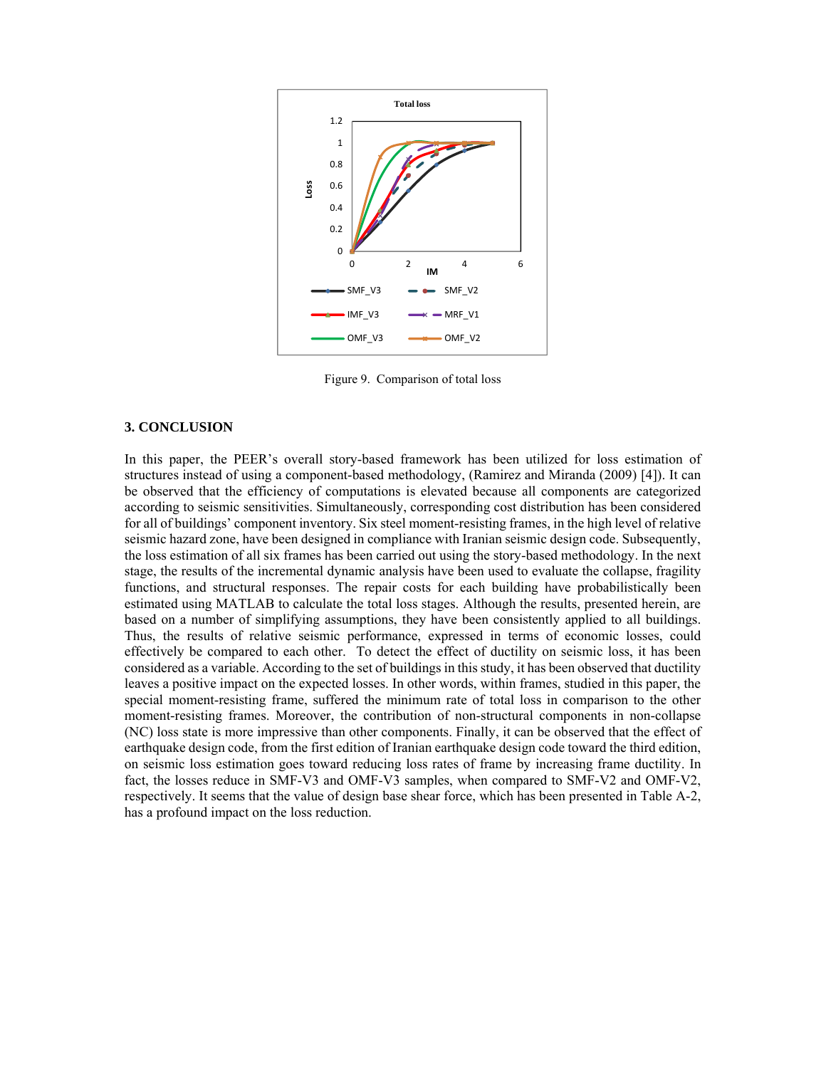Figure 9. Comparison of total loss

## 3. CONCLUSION

In this paper, the PEER's overall story-based framework has been utilized for loss estimation of structures instead of using a component-based methodology, (Ramirez and Miranda (2009) [4]). It can be observed that the efficiency of computations is elevated because all components are categorized according to seismic sensitivities. Simultaneously, corresponding cost distribution has been considered for all of buildings' component inventory. Six steel moment-resisting frames, in the high level of relative seismic hazard zone, have been designed in compliance with Iranian seismic design code. Subsequently, the loss estimation of all six frames has been carried out using the story-based methodology. In the next stage, the results of the incremental dynamic analysis have been used to evaluate the collapse, fragility functions, and structural responses. The repair costs for each building have probabilistically been estimated using MATLAB to calculate the total loss stages. Although the results, presented herein, are based on a number of simplifying assumptions, they have been consistently applied to all buildings. Thus, the results of relative seismic performance, expressed in terms of economic losses, could effectively be compared to each other. To detect the effect of ductility on seismic loss, it has been considered as a variable. According to the set of buildings in this study, it has been observed that ductility leaves a positive impact on the expected losses. In other words, within frames, studied in this paper, the special moment-resisting frame, suffered the minimum rate of total loss in comparison to the other moment-resisting frames. Moreover, the contribution of non-structural components in non-collapse (NC) loss state is more impressive than other components. Finally, it can be observed that the effect of earthquake design code, from the first edition of Iranian earthquake design code toward the third edition, on seismic loss estimation goes toward reducing loss rates of frame by increasing frame ductility. In fact, the losses reduce in SMF-V3 and OMF-V3 samples, when compared to SMF-V2 and OMF-V2, respectively. It seems that the value of design base shear force, which has been presented in Table A-2, has a profound impact on the loss reduction.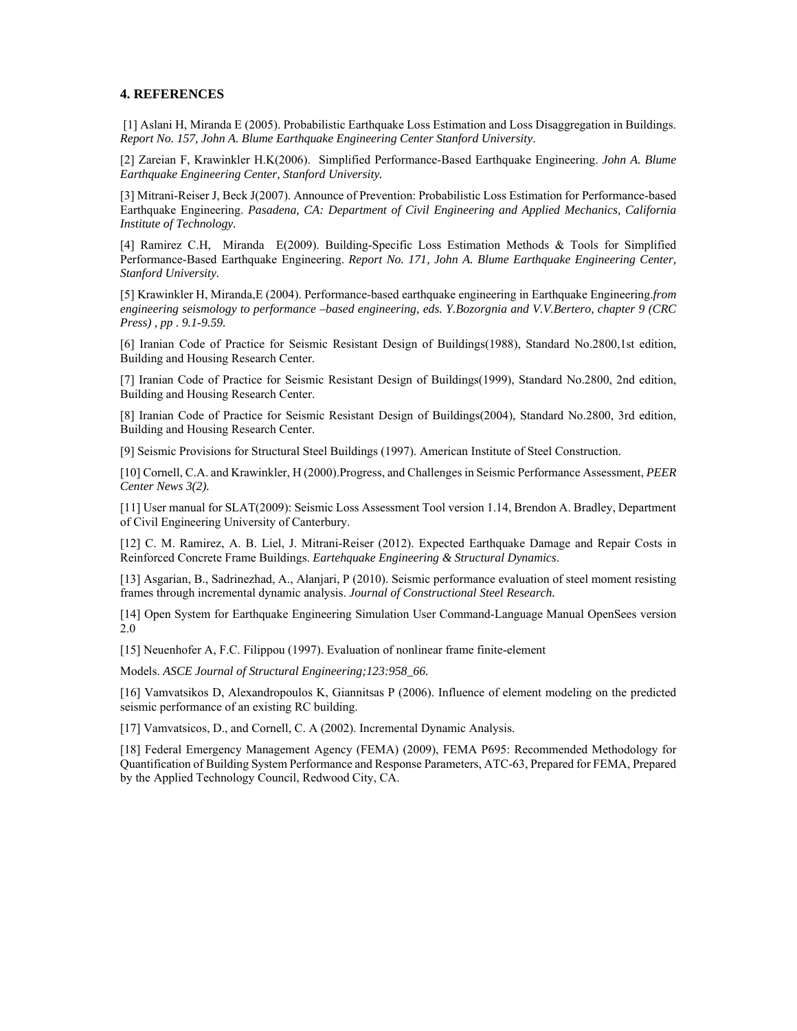### 4. REFERENCES

[1] Aslani H, Miranda E (2005). Probabilistic Earthquake Loss Estimation and Loss Disaggregation in Buildings. *Report No. 157, John A. Blume Earthquake Engineering Center Stanford University*.

[2] Zareian F, Krawinkler H.K(2006). Simplified Performance-Based Earthquake Engineering. *John A. Blume Earthquake Engineering Center, Stanford University.*

[3] Mitrani-Reiser J, Beck J(2007). Announce of Prevention: Probabilistic Loss Estimation for Performance-based Earthquake Engineering. *Pasadena, CA: Department of Civil Engineering and Applied Mechanics, California Institute of Technology.*

[4] Ramirez C.H, Miranda E(2009). Building-Specific Loss Estimation Methods & Tools for Simplified Performance-Based Earthquake Engineering. *Report No. 171, John A. Blume Earthquake Engineering Center, Stanford University.*

[5] Krawinkler H, Miranda,E (2004). Performance-based earthquake engineering in Earthquake Engineering.*from engineering seismology to performance –based engineering, eds. Y.Bozorgnia and V.V.Bertero, chapter 9 (CRC Press) , pp . 9.1-9.59.*

[6] Iranian Code of Practice for Seismic Resistant Design of Buildings(1988), Standard No.2800,1st edition, Building and Housing Research Center.

[7] Iranian Code of Practice for Seismic Resistant Design of Buildings(1999), Standard No.2800, 2nd edition, Building and Housing Research Center.

[8] Iranian Code of Practice for Seismic Resistant Design of Buildings(2004), Standard No.2800, 3rd edition, Building and Housing Research Center.

[9] Seismic Provisions for Structural Steel Buildings (1997). American Institute of Steel Construction.

[10] Cornell, C.A. and Krawinkler, H (2000).Progress, and Challenges in Seismic Performance Assessment, *PEER Center News 3(2).*

[11] User manual for SLAT(2009): Seismic Loss Assessment Tool version 1.14, Brendon A. Bradley, Department of Civil Engineering University of Canterbury.

[12] C. M. Ramirez, A. B. Liel, J. Mitrani-Reiser (2012). Expected Earthquake Damage and Repair Costs in Reinforced Concrete Frame Buildings. *Eartehquake Engineering & Structural Dynamics*.

[13] Asgarian, B., Sadrinezhad, A., Alanjari, P (2010). Seismic performance evaluation of steel moment resisting frames through incremental dynamic analysis. *Journal of Constructional Steel Research.*

[14] Open System for Earthquake Engineering Simulation User Command-Language Manual OpenSees version 2.0

[15] Neuenhofer A, F.C. Filippou (1997). Evaluation of nonlinear frame finite-element

Models. *ASCE Journal of Structural Engineering;123:958_66.*

[16] Vamvatsikos D, Alexandropoulos K, Giannitsas P (2006). Influence of element modeling on the predicted seismic performance of an existing RC building.

[17] Vamvatsicos, D., and Cornell, C. A (2002). Incremental Dynamic Analysis.

[18] Federal Emergency Management Agency (FEMA) (2009), FEMA P695: Recommended Methodology for Quantification of Building System Performance and Response Parameters, ATC-63, Prepared for FEMA, Prepared by the Applied Technology Council, Redwood City, CA.